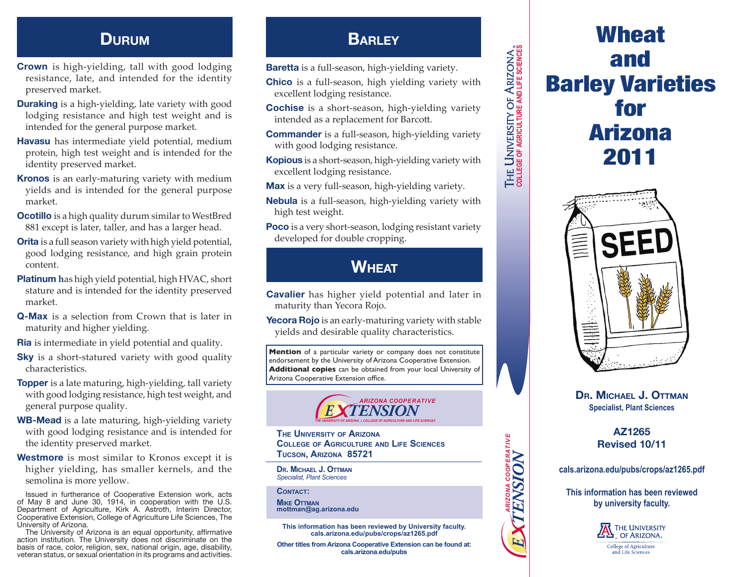## Durum

**Crown** is high-yielding, tall with good lodging resistance, late, and intended for the identity preserved market.

**Duraking** is a high-yielding, late variety with good lodging resistance and high test weight and is intended for the general purpose market.

**Havasu** has intermediate yield potential, medium protein, high test weight and is intended for the identity preserved market.

**Kronos** is an early-maturing variety with medium yields and is intended for the general purpose market.

**Ocotillo** is a high quality durum similar to WestBred 881 except is later, taller, and has a larger head.

**Orita** is a full season variety with high yield potential, good lodging resistance, and high grain protein content.

**Platinum h**as high yield potential, high HVAC, short stature and is intended for the identity preserved market.

**Q-Max** is a selection from Crown that is later in maturity and higher yielding.

**Ria** is intermediate in yield potential and quality.

**Sky** is a short-statured variety with good quality characteristics.

**Topper** is a late maturing, high-yielding, tall variety with good lodging resistance, high test weight, and general purpose quality.

**WB-Mead** is a late maturing, high-yielding variety with good lodging resistance and is intended for the identity preserved market.

**Westmore** is most similar to Kronos except it is higher yielding, has smaller kernels, and the semolina is more yellow.

Issued in furtherance of Cooperative Extension work, acts of May 8 and June 30, 1914, in cooperation with the U.S. Department of Agriculture, Kirk A. Astroth, Interim Director, Cooperative Extension, College of Agriculture Life Sciences, The University of Arizona.

The University of Arizona is an equal opportunity, affirmative action institution. The University does not discriminate on the basis of race, color, religion, sex, national origin, age, disability, veteran status, or sexual orientation in its programs and activities.

## Barley

**Baretta** is a full-season, high-yielding variety.

**Chico** is a full-season, high yielding variety with excellent lodging resistance.

**Cochise** is a short-season, high-yielding variety intended as a replacement for Barcott.

**Commander** is a full-season, high-yielding variety with good lodging resistance.

**Kopious** is a short-season, high-yielding variety with excellent lodging resistance.

**Max** is a very full-season, high-yielding variety.

**Nebula** is a full-season, high-yielding variety with high test weight.

**Poco** is a very short-season, lodging resistant variety developed for double cropping.

## Wheat

**Cavalier** has higher yield potential and later in maturity than Yecora Rojo.

**Yecora Rojo** is an early-maturing variety with stable yields and desirable quality characteristics.

**Mention** of a particular variety or company does not constitute endorsement by the University of Arizona Cooperative Extension. **Additional copies** can be obtained from your local University of Arizona Cooperative Extension office.

ARIZONA COOPERATIVE EXTENSION
THE UNIVERSITY OF ARIZONA • COLLEGE OF AGRICULTURE AND LIFE SCIENCES

**The University of Arizona**
**College of Agriculture and Life Sciences**
**Tucson, Arizona 85721**

**Dr. Michael J. Ottman**
*Specialist, Plant Sciences*

**Contact:**
**Mike Ottman**
**mottman@ag.arizona.edu**

**This information has been reviewed by University faculty.**
**cals.arizona.edu/pubs/crops/az1265.pdf**

**Other titles from Arizona Cooperative Extension can be found at:**
**cals.arizona.edu/pubs**

The University of Arizona
College of Agriculture and Life Sciences

# Wheat and Barley Varieties for Arizona 2011

**Dr. Michael J. Ottman**
**Specialist, Plant Sciences**

**AZ1265**
**Revised 10/11**

**cals.arizona.edu/pubs/crops/az1265.pdf**

**This information has been reviewed by university faculty.**

The University of Arizona.
College of Agriculture and Life Sciences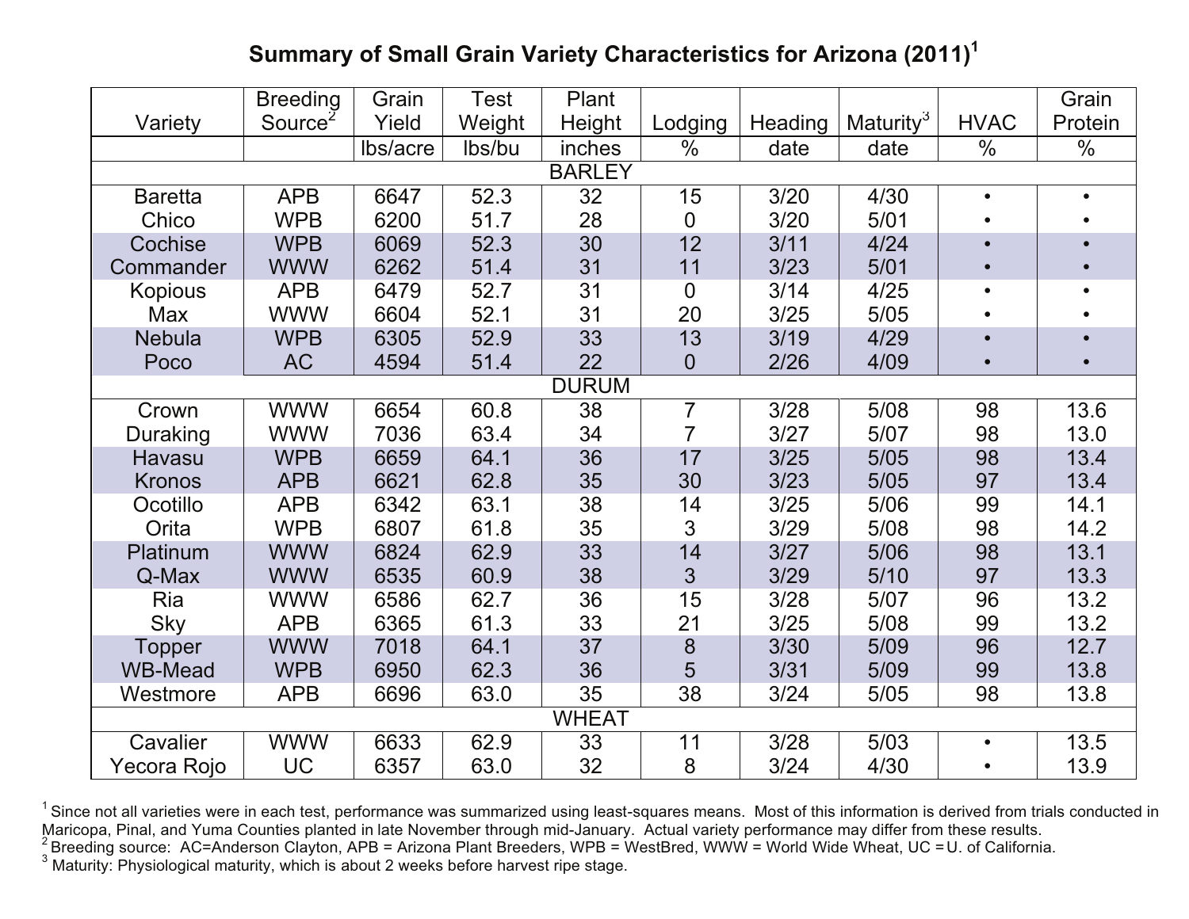# Summary of Small Grain Variety Characteristics for Arizona (2011)[1]

| Variety | Breeding Source[2] | Grain Yield | Test Weight | Plant Height | Lodging | Heading | Maturity[3] | HVAC | Grain Protein |
|---|---|---|---|---|---|---|---|---|---|
| | | lbs/acre | lbs/bu | inches | % | date | date | % | % |
| | | | | BARLEY | | | | | |
| Baretta | APB | 6647 | 52.3 | 32 | 15 | 3/20 | 4/30 | • | • |
| Chico | WPB | 6200 | 51.7 | 28 | 0 | 3/20 | 5/01 | • | • |
| Cochise | WPB | 6069 | 52.3 | 30 | 12 | 3/11 | 4/24 | • | • |
| Commander | WWW | 6262 | 51.4 | 31 | 11 | 3/23 | 5/01 | • | • |
| Kopious | APB | 6479 | 52.7 | 31 | 0 | 3/14 | 4/25 | • | • |
| Max | WWW | 6604 | 52.1 | 31 | 20 | 3/25 | 5/05 | • | • |
| Nebula | WPB | 6305 | 52.9 | 33 | 13 | 3/19 | 4/29 | • | • |
| Poco | AC | 4594 | 51.4 | 22 | 0 | 2/26 | 4/09 | • | • |
| | | | | DURUM | | | | | |
| Crown | WWW | 6654 | 60.8 | 38 | 7 | 3/28 | 5/08 | 98 | 13.6 |
| Duraking | WWW | 7036 | 63.4 | 34 | 7 | 3/27 | 5/07 | 98 | 13.0 |
| Havasu | WPB | 6659 | 64.1 | 36 | 17 | 3/25 | 5/05 | 98 | 13.4 |
| Kronos | APB | 6621 | 62.8 | 35 | 30 | 3/23 | 5/05 | 97 | 13.4 |
| Ocotillo | APB | 6342 | 63.1 | 38 | 14 | 3/25 | 5/06 | 99 | 14.1 |
| Orita | WPB | 6807 | 61.8 | 35 | 3 | 3/29 | 5/08 | 98 | 14.2 |
| Platinum | WWW | 6824 | 62.9 | 33 | 14 | 3/27 | 5/06 | 98 | 13.1 |
| Q-Max | WWW | 6535 | 60.9 | 38 | 3 | 3/29 | 5/10 | 97 | 13.3 |
| Ria | WWW | 6586 | 62.7 | 36 | 15 | 3/28 | 5/07 | 96 | 13.2 |
| Sky | APB | 6365 | 61.3 | 33 | 21 | 3/25 | 5/08 | 99 | 13.2 |
| Topper | WWW | 7018 | 64.1 | 37 | 8 | 3/30 | 5/09 | 96 | 12.7 |
| WB-Mead | WPB | 6950 | 62.3 | 36 | 5 | 3/31 | 5/09 | 99 | 13.8 |
| Westmore | APB | 6696 | 63.0 | 35 | 38 | 3/24 | 5/05 | 98 | 13.8 |
| | | | | WHEAT | | | | | |
| Cavalier | WWW | 6633 | 62.9 | 33 | 11 | 3/28 | 5/03 | • | 13.5 |
| Yecora Rojo | UC | 6357 | 63.0 | 32 | 8 | 3/24 | 4/30 | • | 13.9 |

[1] Since not all varieties were in each test, performance was summarized using least-squares means. Most of this information is derived from trials conducted in Maricopa, Pinal, and Yuma Counties planted in late November through mid-January. Actual variety performance may differ from these results.

[2] Breeding source: AC=Anderson Clayton, APB = Arizona Plant Breeders, WPB = WestBred, WWW = World Wide Wheat, UC = U. of California.

[3] Maturity: Physiological maturity, which is about 2 weeks before harvest ripe stage.